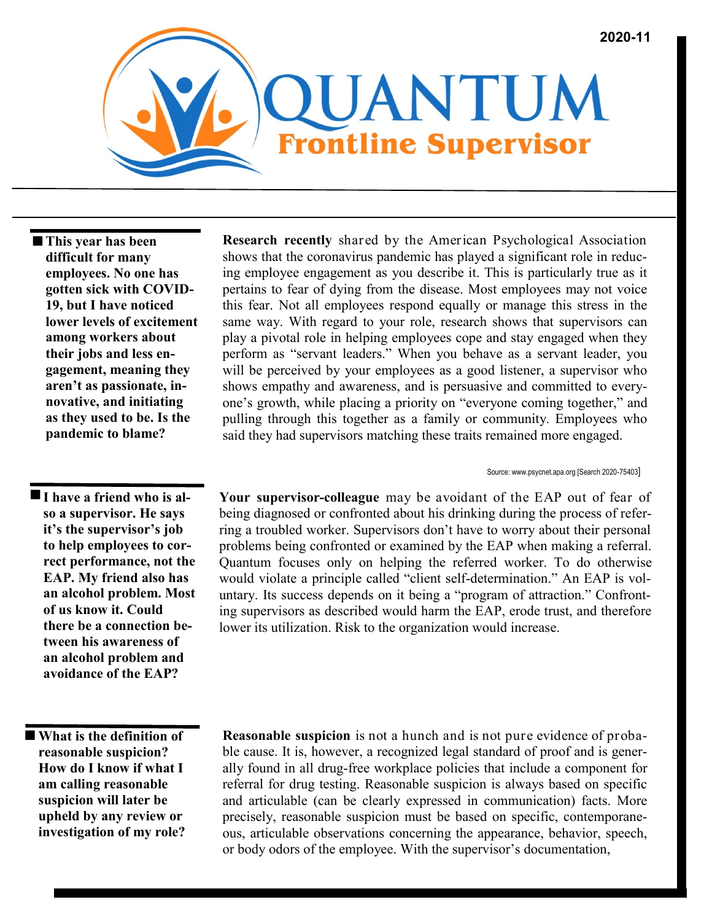2020-11

# QUANTUM
## Frontline Supervisor

**This year has been difficult for many employees. No one has gotten sick with COVID-19, but I have noticed lower levels of excitement among workers about their jobs and less engagement, meaning they aren't as passionate, innovative, and initiating as they used to be. Is the pandemic to blame?**

**Research recently** shared by the American Psychological Association shows that the coronavirus pandemic has played a significant role in reducing employee engagement as you describe it. This is particularly true as it pertains to fear of dying from the disease. Most employees may not voice this fear. Not all employees respond equally or manage this stress in the same way. With regard to your role, research shows that supervisors can play a pivotal role in helping employees cope and stay engaged when they perform as "servant leaders." When you behave as a servant leader, you will be perceived by your employees as a good listener, a supervisor who shows empathy and awareness, and is persuasive and committed to everyone's growth, while placing a priority on "everyone coming together," and pulling through this together as a family or community. Employees who said they had supervisors matching these traits remained more engaged.

Source: www.psycnet.apa.org [Search 2020-75403]

**I have a friend who is also a supervisor. He says it's the supervisor's job to help employees to correct performance, not the EAP. My friend also has an alcohol problem. Most of us know it. Could there be a connection between his awareness of an alcohol problem and avoidance of the EAP?**

**Your supervisor-colleague** may be avoidant of the EAP out of fear of being diagnosed or confronted about his drinking during the process of referring a troubled worker. Supervisors don't have to worry about their personal problems being confronted or examined by the EAP when making a referral. Quantum focuses only on helping the referred worker. To do otherwise would violate a principle called "client self-determination." An EAP is voluntary. Its success depends on it being a "program of attraction." Confronting supervisors as described would harm the EAP, erode trust, and therefore lower its utilization. Risk to the organization would increase.

**What is the definition of reasonable suspicion? How do I know if what I am calling reasonable suspicion will later be upheld by any review or investigation of my role?**

**Reasonable suspicion** is not a hunch and is not pure evidence of probable cause. It is, however, a recognized legal standard of proof and is generally found in all drug-free workplace policies that include a component for referral for drug testing. Reasonable suspicion is always based on specific and articulable (can be clearly expressed in communication) facts. More precisely, reasonable suspicion must be based on specific, contemporaneous, articulable observations concerning the appearance, behavior, speech, or body odors of the employee. With the supervisor's documentation,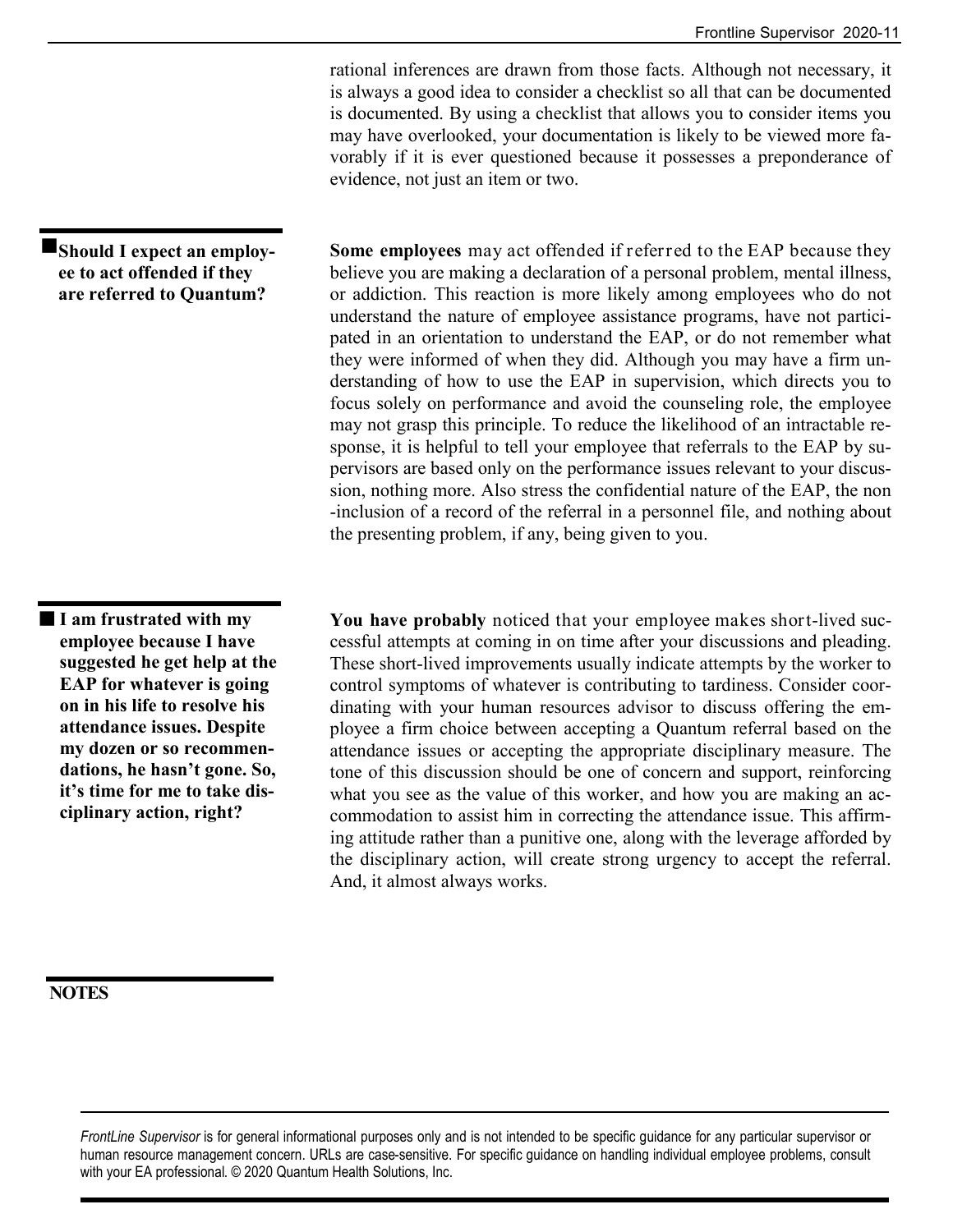rational inferences are drawn from those facts. Although not necessary, it is always a good idea to consider a checklist so all that can be documented is documented. By using a checklist that allows you to consider items you may have overlooked, your documentation is likely to be viewed more favorably if it is ever questioned because it possesses a preponderance of evidence, not just an item or two.

**Should I expect an employee to act offended if they are referred to Quantum?**

**Some employees** may act offended if referred to the EAP because they believe you are making a declaration of a personal problem, mental illness, or addiction. This reaction is more likely among employees who do not understand the nature of employee assistance programs, have not participated in an orientation to understand the EAP, or do not remember what they were informed of when they did. Although you may have a firm understanding of how to use the EAP in supervision, which directs you to focus solely on performance and avoid the counseling role, the employee may not grasp this principle. To reduce the likelihood of an intractable response, it is helpful to tell your employee that referrals to the EAP by supervisors are based only on the performance issues relevant to your discussion, nothing more. Also stress the confidential nature of the EAP, the non-inclusion of a record of the referral in a personnel file, and nothing about the presenting problem, if any, being given to you.

**I am frustrated with my employee because I have suggested he get help at the EAP for whatever is going on in his life to resolve his attendance issues. Despite my dozen or so recommendations, he hasn't gone. So, it's time for me to take disciplinary action, right?**

**You have probably** noticed that your employee makes short-lived successful attempts at coming in on time after your discussions and pleading. These short-lived improvements usually indicate attempts by the worker to control symptoms of whatever is contributing to tardiness. Consider coordinating with your human resources advisor to discuss offering the employee a firm choice between accepting a Quantum referral based on the attendance issues or accepting the appropriate disciplinary measure. The tone of this discussion should be one of concern and support, reinforcing what you see as the value of this worker, and how you are making an accommodation to assist him in correcting the attendance issue. This affirming attitude rather than a punitive one, along with the leverage afforded by the disciplinary action, will create strong urgency to accept the referral. And, it almost always works.

**NOTES**

*FrontLine Supervisor* is for general informational purposes only and is not intended to be specific guidance for any particular supervisor or human resource management concern. URLs are case-sensitive. For specific guidance on handling individual employee problems, consult with your EA professional. © 2020 Quantum Health Solutions, Inc.